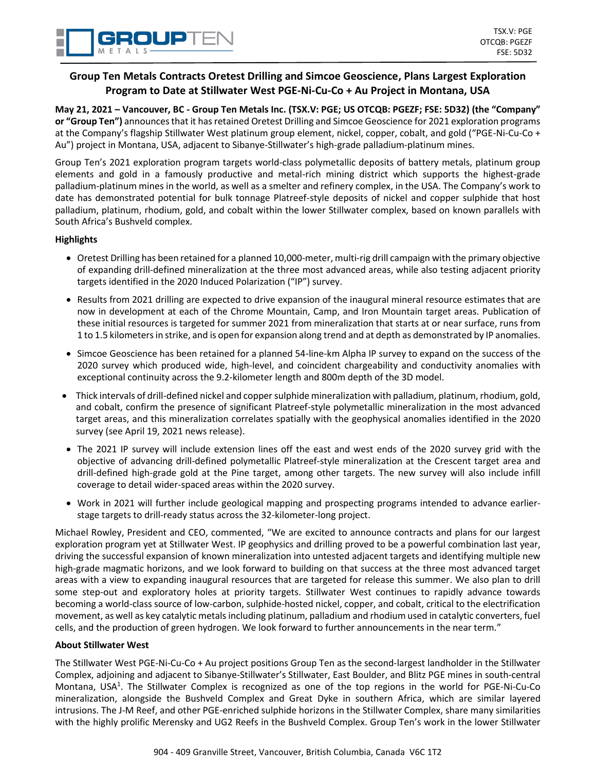TSX.V: PGE
OTCQB: PGEZF
FSE: 5D32

# Group Ten Metals Contracts Oretest Drilling and Simcoe Geoscience, Plans Largest Exploration Program to Date at Stillwater West PGE-Ni-Cu-Co + Au Project in Montana, USA

**May 21, 2021 – Vancouver, BC - Group Ten Metals Inc. (TSX.V: PGE; US OTCQB: PGEZF; FSE: 5D32) (the "Company" or "Group Ten")** announces that it has retained Oretest Drilling and Simcoe Geoscience for 2021 exploration programs at the Company's flagship Stillwater West platinum group element, nickel, copper, cobalt, and gold ("PGE-Ni-Cu-Co + Au") project in Montana, USA, adjacent to Sibanye-Stillwater's high-grade palladium-platinum mines.

Group Ten's 2021 exploration program targets world-class polymetallic deposits of battery metals, platinum group elements and gold in a famously productive and metal-rich mining district which supports the highest-grade palladium-platinum mines in the world, as well as a smelter and refinery complex, in the USA. The Company's work to date has demonstrated potential for bulk tonnage Platreef-style deposits of nickel and copper sulphide that host palladium, platinum, rhodium, gold, and cobalt within the lower Stillwater complex, based on known parallels with South Africa's Bushveld complex.

**Highlights**

- Oretest Drilling has been retained for a planned 10,000-meter, multi-rig drill campaign with the primary objective of expanding drill-defined mineralization at the three most advanced areas, while also testing adjacent priority targets identified in the 2020 Induced Polarization ("IP") survey.
- Results from 2021 drilling are expected to drive expansion of the inaugural mineral resource estimates that are now in development at each of the Chrome Mountain, Camp, and Iron Mountain target areas. Publication of these initial resources is targeted for summer 2021 from mineralization that starts at or near surface, runs from 1 to 1.5 kilometers in strike, and is open for expansion along trend and at depth as demonstrated by IP anomalies.
- Simcoe Geoscience has been retained for a planned 54-line-km Alpha IP survey to expand on the success of the 2020 survey which produced wide, high-level, and coincident chargeability and conductivity anomalies with exceptional continuity across the 9.2-kilometer length and 800m depth of the 3D model.
- Thick intervals of drill-defined nickel and copper sulphide mineralization with palladium, platinum, rhodium, gold, and cobalt, confirm the presence of significant Platreef-style polymetallic mineralization in the most advanced target areas, and this mineralization correlates spatially with the geophysical anomalies identified in the 2020 survey (see April 19, 2021 news release).
- The 2021 IP survey will include extension lines off the east and west ends of the 2020 survey grid with the objective of advancing drill-defined polymetallic Platreef-style mineralization at the Crescent target area and drill-defined high-grade gold at the Pine target, among other targets. The new survey will also include infill coverage to detail wider-spaced areas within the 2020 survey.
- Work in 2021 will further include geological mapping and prospecting programs intended to advance earlier-stage targets to drill-ready status across the 32-kilometer-long project.

Michael Rowley, President and CEO, commented, "We are excited to announce contracts and plans for our largest exploration program yet at Stillwater West. IP geophysics and drilling proved to be a powerful combination last year, driving the successful expansion of known mineralization into untested adjacent targets and identifying multiple new high-grade magmatic horizons, and we look forward to building on that success at the three most advanced target areas with a view to expanding inaugural resources that are targeted for release this summer. We also plan to drill some step-out and exploratory holes at priority targets. Stillwater West continues to rapidly advance towards becoming a world-class source of low-carbon, sulphide-hosted nickel, copper, and cobalt, critical to the electrification movement, as well as key catalytic metals including platinum, palladium and rhodium used in catalytic converters, fuel cells, and the production of green hydrogen. We look forward to further announcements in the near term."

**About Stillwater West**

The Stillwater West PGE-Ni-Cu-Co + Au project positions Group Ten as the second-largest landholder in the Stillwater Complex, adjoining and adjacent to Sibanye-Stillwater's Stillwater, East Boulder, and Blitz PGE mines in south-central Montana, USA[1]. The Stillwater Complex is recognized as one of the top regions in the world for PGE-Ni-Cu-Co mineralization, alongside the Bushveld Complex and Great Dyke in southern Africa, which are similar layered intrusions. The J-M Reef, and other PGE-enriched sulphide horizons in the Stillwater Complex, share many similarities with the highly prolific Merensky and UG2 Reefs in the Bushveld Complex. Group Ten's work in the lower Stillwater

904 - 409 Granville Street, Vancouver, British Columbia, Canada V6C 1T2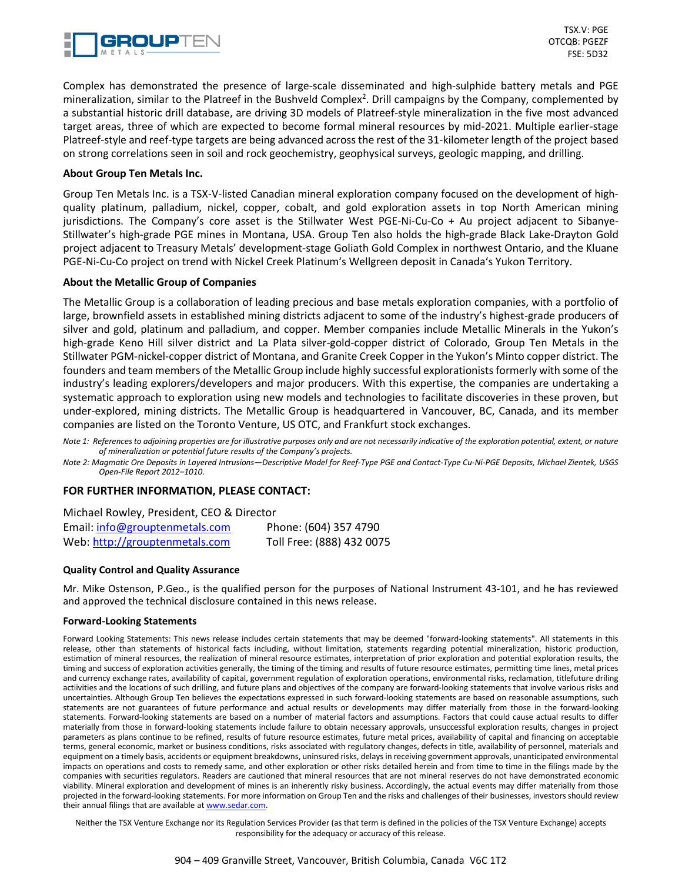Complex has demonstrated the presence of large-scale disseminated and high-sulphide battery metals and PGE mineralization, similar to the Platreef in the Bushveld Complex[2]. Drill campaigns by the Company, complemented by a substantial historic drill database, are driving 3D models of Platreef-style mineralization in the five most advanced target areas, three of which are expected to become formal mineral resources by mid-2021. Multiple earlier-stage Platreef-style and reef-type targets are being advanced across the rest of the 31-kilometer length of the project based on strong correlations seen in soil and rock geochemistry, geophysical surveys, geologic mapping, and drilling.

**About Group Ten Metals Inc.**

Group Ten Metals Inc. is a TSX-V-listed Canadian mineral exploration company focused on the development of high-quality platinum, palladium, nickel, copper, cobalt, and gold exploration assets in top North American mining jurisdictions. The Company's core asset is the Stillwater West PGE-Ni-Cu-Co + Au project adjacent to Sibanye-Stillwater's high-grade PGE mines in Montana, USA. Group Ten also holds the high-grade Black Lake-Drayton Gold project adjacent to Treasury Metals' development-stage Goliath Gold Complex in northwest Ontario, and the Kluane PGE-Ni-Cu-Co project on trend with Nickel Creek Platinum's Wellgreen deposit in Canada's Yukon Territory.

**About the Metallic Group of Companies**

The Metallic Group is a collaboration of leading precious and base metals exploration companies, with a portfolio of large, brownfield assets in established mining districts adjacent to some of the industry's highest-grade producers of silver and gold, platinum and palladium, and copper. Member companies include Metallic Minerals in the Yukon's high-grade Keno Hill silver district and La Plata silver-gold-copper district of Colorado, Group Ten Metals in the Stillwater PGM-nickel-copper district of Montana, and Granite Creek Copper in the Yukon's Minto copper district. The founders and team members of the Metallic Group include highly successful explorationists formerly with some of the industry's leading explorers/developers and major producers. With this expertise, the companies are undertaking a systematic approach to exploration using new models and technologies to facilitate discoveries in these proven, but under-explored, mining districts. The Metallic Group is headquartered in Vancouver, BC, Canada, and its member companies are listed on the Toronto Venture, US OTC, and Frankfurt stock exchanges.

*Note 1: References to adjoining properties are for illustrative purposes only and are not necessarily indicative of the exploration potential, extent, or nature of mineralization or potential future results of the Company's projects.*

*Note 2: Magmatic Ore Deposits in Layered Intrusions—Descriptive Model for Reef-Type PGE and Contact-Type Cu-Ni-PGE Deposits, Michael Zientek, USGS Open-File Report 2012–1010.*

## FOR FURTHER INFORMATION, PLEASE CONTACT:

Michael Rowley, President, CEO & Director
Email: info@grouptenmetals.com — Phone: (604) 357 4790
Web: http://grouptenmetals.com — Toll Free: (888) 432 0075

**Quality Control and Quality Assurance**

Mr. Mike Ostenson, P.Geo., is the qualified person for the purposes of National Instrument 43-101, and he has reviewed and approved the technical disclosure contained in this news release.

**Forward-Looking Statements**

Forward Looking Statements: This news release includes certain statements that may be deemed "forward-looking statements". All statements in this release, other than statements of historical facts including, without limitation, statements regarding potential mineralization, historic production, estimation of mineral resources, the realization of mineral resource estimates, interpretation of prior exploration and potential exploration results, the timing and success of exploration activities generally, the timing of the timing and results of future resource estimates, permitting time lines, metal prices and currency exchange rates, availability of capital, government regulation of exploration operations, environmental risks, reclamation, titlefuture driling actiivities and the locations of such drilling, and future plans and objectives of the company are forward-looking statements that involve various risks and uncertainties. Although Group Ten believes the expectations expressed in such forward-looking statements are based on reasonable assumptions, such statements are not guarantees of future performance and actual results or developments may differ materially from those in the forward-looking statements. Forward-looking statements are based on a number of material factors and assumptions. Factors that could cause actual results to differ materially from those in forward-looking statements include failure to obtain necessary approvals, unsuccessful exploration results, changes in project parameters as plans continue to be refined, results of future resource estimates, future metal prices, availability of capital and financing on acceptable terms, general economic, market or business conditions, risks associated with regulatory changes, defects in title, availability of personnel, materials and equipment on a timely basis, accidents or equipment breakdowns, uninsured risks, delays in receiving government approvals, unanticipated environmental impacts on operations and costs to remedy same, and other exploration or other risks detailed herein and from time to time in the filings made by the companies with securities regulators. Readers are cautioned that mineral resources that are not mineral reserves do not have demonstrated economic viability. Mineral exploration and development of mines is an inherently risky business. Accordingly, the actual events may differ materially from those projected in the forward-looking statements. For more information on Group Ten and the risks and challenges of their businesses, investors should review their annual filings that are available at www.sedar.com.

Neither the TSX Venture Exchange nor its Regulation Services Provider (as that term is defined in the policies of the TSX Venture Exchange) accepts responsibility for the adequacy or accuracy of this release.